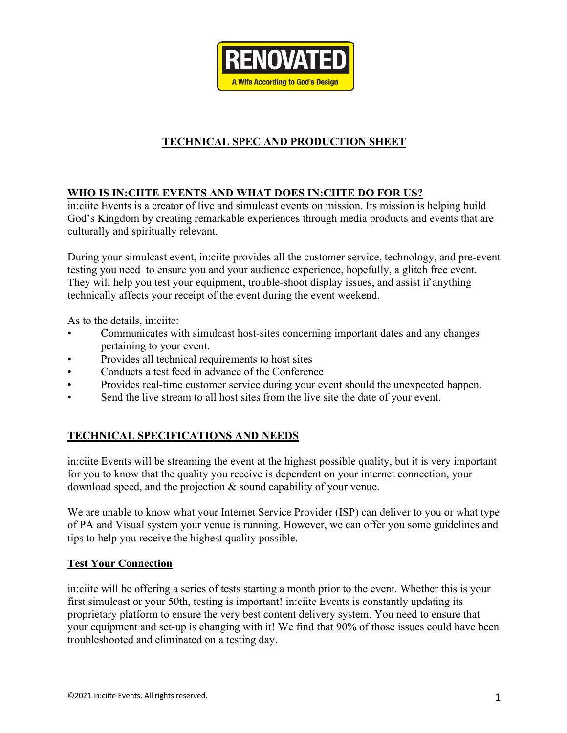**RENOVATED**

**A Wife According to God's Design**

# TECHNICAL SPEC AND PRODUCTION SHEET

## WHO IS IN:CIITE EVENTS AND WHAT DOES IN:CIITE DO FOR US?

in:ciite Events is a creator of live and simulcast events on mission. Its mission is helping build God's Kingdom by creating remarkable experiences through media products and events that are culturally and spiritually relevant.

During your simulcast event, in:ciite provides all the customer service, technology, and pre-event testing you need to ensure you and your audience experience, hopefully, a glitch free event. They will help you test your equipment, trouble-shoot display issues, and assist if anything technically affects your receipt of the event during the event weekend.

As to the details, in:ciite:

- Communicates with simulcast host-sites concerning important dates and any changes pertaining to your event.
- Provides all technical requirements to host sites
- Conducts a test feed in advance of the Conference
- Provides real-time customer service during your event should the unexpected happen.
- Send the live stream to all host sites from the live site the date of your event.

## TECHNICAL SPECIFICATIONS AND NEEDS

in:ciite Events will be streaming the event at the highest possible quality, but it is very important for you to know that the quality you receive is dependent on your internet connection, your download speed, and the projection & sound capability of your venue.

We are unable to know what your Internet Service Provider (ISP) can deliver to you or what type of PA and Visual system your venue is running. However, we can offer you some guidelines and tips to help you receive the highest quality possible.

### Test Your Connection

in:ciite will be offering a series of tests starting a month prior to the event. Whether this is your first simulcast or your 50th, testing is important! in:ciite Events is constantly updating its proprietary platform to ensure the very best content delivery system. You need to ensure that your equipment and set-up is changing with it! We find that 90% of those issues could have been troubleshooted and eliminated on a testing day.

©2021 in:ciite Events. All rights reserved.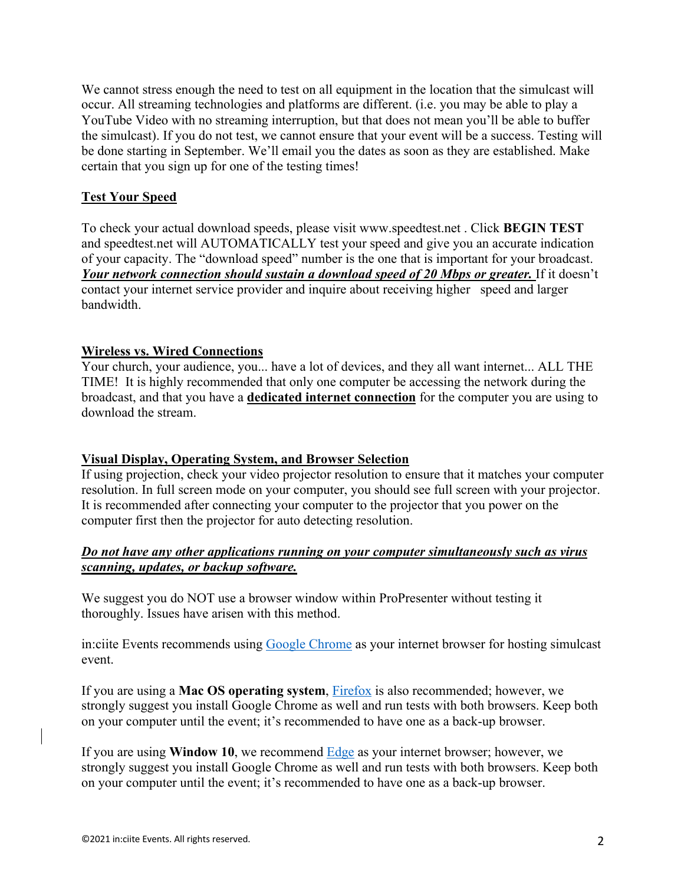We cannot stress enough the need to test on all equipment in the location that the simulcast will occur. All streaming technologies and platforms are different. (i.e. you may be able to play a YouTube Video with no streaming interruption, but that does not mean you'll be able to buffer the simulcast). If you do not test, we cannot ensure that your event will be a success. Testing will be done starting in September. We'll email you the dates as soon as they are established. Make certain that you sign up for one of the testing times!

## Test Your Speed

To check your actual download speeds, please visit www.speedtest.net . Click **BEGIN TEST** and speedtest.net will AUTOMATICALLY test your speed and give you an accurate indication of your capacity. The "download speed" number is the one that is important for your broadcast. ***Your network connection should sustain a download speed of 20 Mbps or greater.*** If it doesn't contact your internet service provider and inquire about receiving higher speed and larger bandwidth.

## Wireless vs. Wired Connections

Your church, your audience, you... have a lot of devices, and they all want internet... ALL THE TIME! It is highly recommended that only one computer be accessing the network during the broadcast, and that you have a **dedicated internet connection** for the computer you are using to download the stream.

## Visual Display, Operating System, and Browser Selection

If using projection, check your video projector resolution to ensure that it matches your computer resolution. In full screen mode on your computer, you should see full screen with your projector. It is recommended after connecting your computer to the projector that you power on the computer first then the projector for auto detecting resolution.

***Do not have any other applications running on your computer simultaneously such as virus scanning, updates, or backup software.***

We suggest you do NOT use a browser window within ProPresenter without testing it thoroughly. Issues have arisen with this method.

in:ciite Events recommends using [Google Chrome]() as your internet browser for hosting simulcast event.

If you are using a **Mac OS operating system**, [Firefox]() is also recommended; however, we strongly suggest you install Google Chrome as well and run tests with both browsers. Keep both on your computer until the event; it's recommended to have one as a back-up browser.

If you are using **Window 10**, we recommend [Edge]() as your internet browser; however, we strongly suggest you install Google Chrome as well and run tests with both browsers. Keep both on your computer until the event; it's recommended to have one as a back-up browser.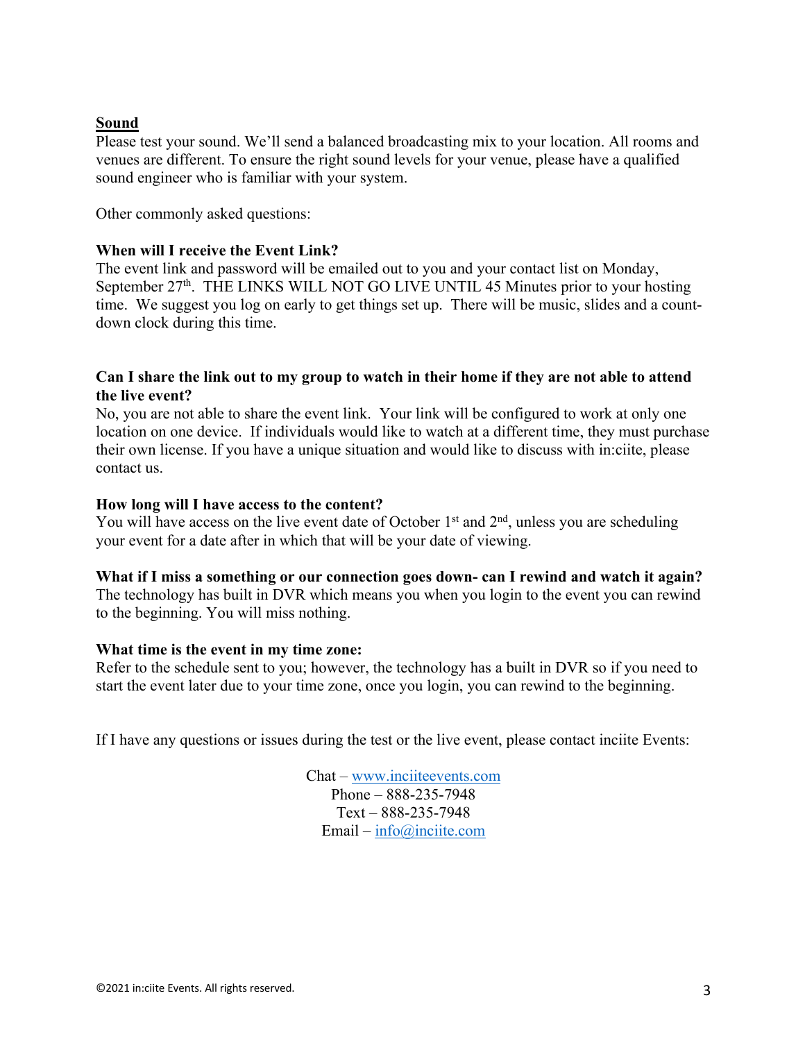**Sound**

Please test your sound. We'll send a balanced broadcasting mix to your location. All rooms and venues are different. To ensure the right sound levels for your venue, please have a qualified sound engineer who is familiar with your system.

Other commonly asked questions:

**When will I receive the Event Link?**

The event link and password will be emailed out to you and your contact list on Monday, September 27th. THE LINKS WILL NOT GO LIVE UNTIL 45 Minutes prior to your hosting time. We suggest you log on early to get things set up. There will be music, slides and a count-down clock during this time.

**Can I share the link out to my group to watch in their home if they are not able to attend the live event?**

No, you are not able to share the event link. Your link will be configured to work at only one location on one device. If individuals would like to watch at a different time, they must purchase their own license. If you have a unique situation and would like to discuss with in:ciite, please contact us.

**How long will I have access to the content?**

You will have access on the live event date of October 1st and 2nd, unless you are scheduling your event for a date after in which that will be your date of viewing.

**What if I miss a something or our connection goes down- can I rewind and watch it again?**

The technology has built in DVR which means you when you login to the event you can rewind to the beginning. You will miss nothing.

**What time is the event in my time zone:**

Refer to the schedule sent to you; however, the technology has a built in DVR so if you need to start the event later due to your time zone, once you login, you can rewind to the beginning.

If I have any questions or issues during the test or the live event, please contact inciite Events:

Chat – www.inciiteevents.com
Phone – 888-235-7948
Text – 888-235-7948
Email – info@inciite.com

©2021 in:ciite Events. All rights reserved.